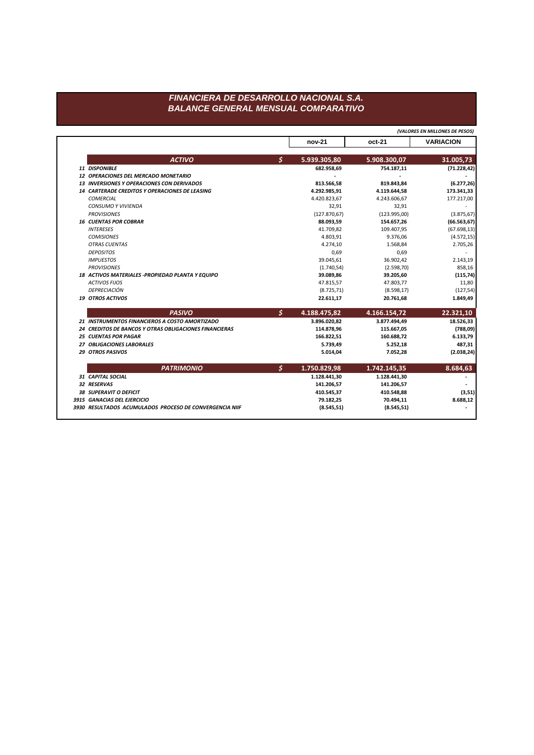# FINANCIERA DE DESARROLLO NACIONAL S.A.
## BALANCE GENERAL MENSUAL COMPARATIVO

*(VALORES EN MILLONES DE PESOS)*

| | | nov-21 | oct-21 | VARIACION |
|---|---|---|---|---|
| ***ACTIVO*** | $ | **5.939.305,80** | **5.908.300,07** | **31.005,73** |
| ***11 DISPONIBLE*** | | **682.958,69** | **754.187,11** | **(71.228,42)** |
| ***12 OPERACIONES DEL MERCADO MONETARIO*** | | - | - | - |
| ***13 INVERSIONES Y OPERACIONES CON DERIVADOS*** | | **813.566,58** | **819.843,84** | **(6.277,26)** |
| ***14 CARTERADE CREDITOS Y OPERACIONES DE LEASING*** | | **4.292.985,91** | **4.119.644,58** | **173.341,33** |
| *COMERCIAL* | | 4.420.823,67 | 4.243.606,67 | 177.217,00 |
| *CONSUMO Y VIVIENDA* | | 32,91 | 32,91 | - |
| *PROVISIONES* | | (127.870,67) | (123.995,00) | (3.875,67) |
| ***16 CUENTAS POR COBRAR*** | | **88.093,59** | **154.657,26** | **(66.563,67)** |
| *INTERESES* | | 41.709,82 | 109.407,95 | (67.698,13) |
| *COMISIONES* | | 4.803,91 | 9.376,06 | (4.572,15) |
| *OTRAS CUENTAS* | | 4.274,10 | 1.568,84 | 2.705,26 |
| *DEPOSITOS* | | 0,69 | 0,69 | - |
| *IMPUESTOS* | | 39.045,61 | 36.902,42 | 2.143,19 |
| *PROVISIONES* | | (1.740,54) | (2.598,70) | 858,16 |
| ***18 ACTIVOS MATERIALES -PROPIEDAD PLANTA Y EQUIPO*** | | **39.089,86** | **39.205,60** | **(115,74)** |
| *ACTIVOS FIJOS* | | 47.815,57 | 47.803,77 | 11,80 |
| *DEPRECIACIÓN* | | (8.725,71) | (8.598,17) | (127,54) |
| ***19 OTROS ACTIVOS*** | | **22.611,17** | **20.761,68** | **1.849,49** |
| ***PASIVO*** | $ | **4.188.475,82** | **4.166.154,72** | **22.321,10** |
| ***21 INSTRUMENTOS FINANCIEROS A COSTO AMORTIZADO*** | | **3.896.020,82** | **3.877.494,49** | **18.526,33** |
| ***24 CREDITOS DE BANCOS Y OTRAS OBLIGACIONES FINANCIERAS*** | | **114.878,96** | **115.667,05** | **(788,09)** |
| ***25 CUENTAS POR PAGAR*** | | **166.822,51** | **160.688,72** | **6.133,79** |
| ***27 OBLIGACIONES LABORALES*** | | **5.739,49** | **5.252,18** | **487,31** |
| ***29 OTROS PASIVOS*** | | **5.014,04** | **7.052,28** | **(2.038,24)** |
| ***PATRIMONIO*** | $ | **1.750.829,98** | **1.742.145,35** | **8.684,63** |
| ***31 CAPITAL SOCIAL*** | | **1.128.441,30** | **1.128.441,30** | **-** |
| ***32 RESERVAS*** | | **141.206,57** | **141.206,57** | **-** |
| ***38 SUPERAVIT O DEFICIT*** | | **410.545,37** | **410.548,88** | **(3,51)** |
| ***3915 GANACIAS DEL EJERCICIO*** | | **79.182,25** | **70.494,11** | **8.688,12** |
| ***3930 RESULTADOS ACUMULADOS PROCESO DE CONVERGENCIA NIIF*** | | **(8.545,51)** | **(8.545,51)** | **-** |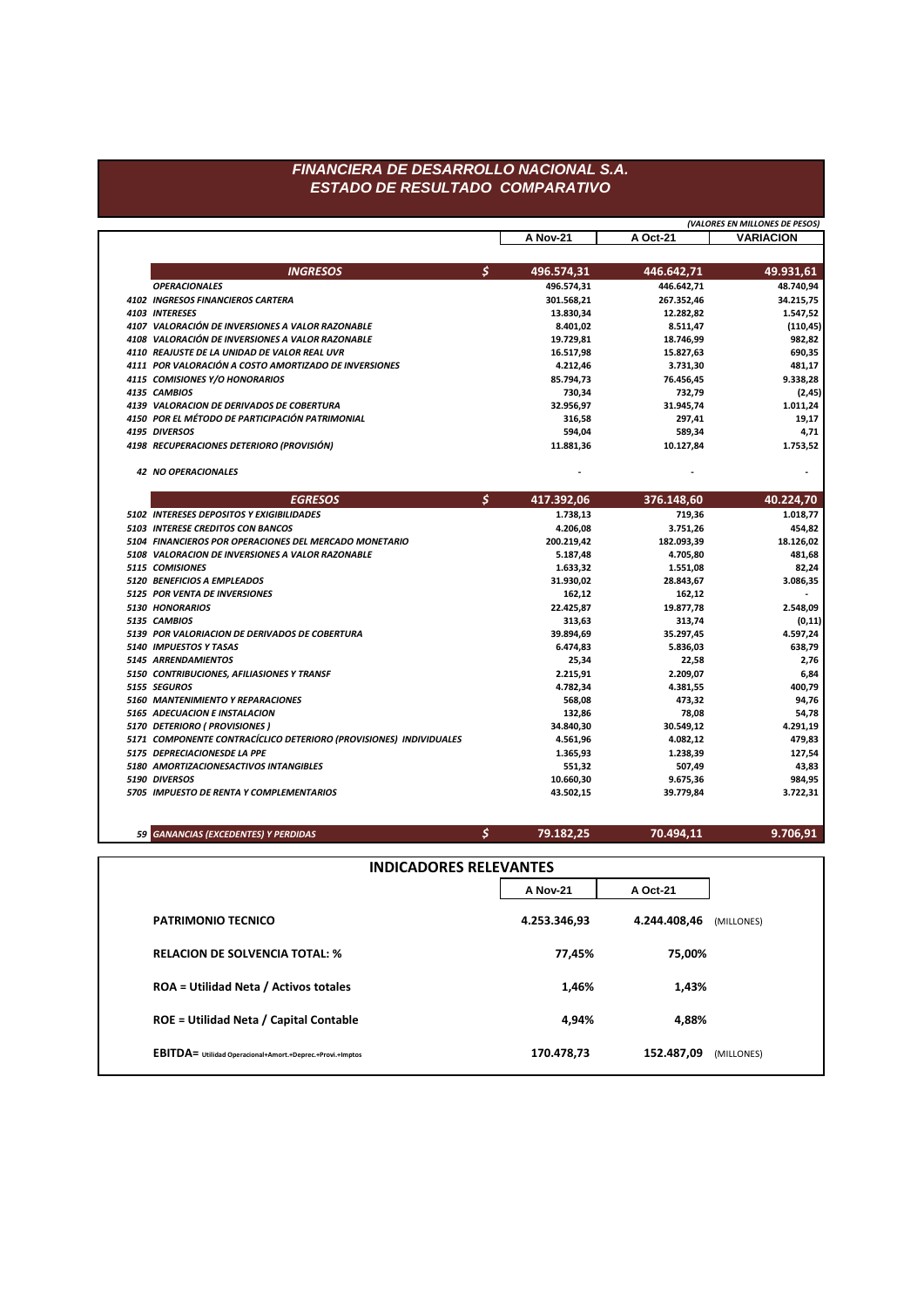# FINANCIERA DE DESARROLLO NACIONAL S.A.
## ESTADO DE RESULTADO COMPARATIVO

*(VALORES EN MILLONES DE PESOS)*

| | | A Nov-21 | A Oct-21 | VARIACION |
|---|---|---|---|---|
| **INGRESOS** | $ | **496.574,31** | **446.642,71** | **49.931,61** |
| **OPERACIONALES** | | 496.574,31 | 446.642,71 | 48.740,94 |
| 4102 INGRESOS FINANCIEROS CARTERA | | 301.568,21 | 267.352,46 | 34.215,75 |
| 4103 INTERESES | | 13.830,34 | 12.282,82 | 1.547,52 |
| 4107 VALORACIÓN DE INVERSIONES A VALOR RAZONABLE | | 8.401,02 | 8.511,47 | (110,45) |
| 4108 VALORACIÓN DE INVERSIONES A VALOR RAZONABLE | | 19.729,81 | 18.746,99 | 982,82 |
| 4110 REAJUSTE DE LA UNIDAD DE VALOR REAL UVR | | 16.517,98 | 15.827,63 | 690,35 |
| 4111 POR VALORACIÓN A COSTO AMORTIZADO DE INVERSIONES | | 4.212,46 | 3.731,30 | 481,17 |
| 4115 COMISIONES Y/O HONORARIOS | | 85.794,73 | 76.456,45 | 9.338,28 |
| 4135 CAMBIOS | | 730,34 | 732,79 | (2,45) |
| 4139 VALORACION DE DERIVADOS DE COBERTURA | | 32.956,97 | 31.945,74 | 1.011,24 |
| 4150 POR EL MÉTODO DE PARTICIPACIÓN PATRIMONIAL | | 316,58 | 297,41 | 19,17 |
| 4195 DIVERSOS | | 594,04 | 589,34 | 4,71 |
| 4198 RECUPERACIONES DETERIORO (PROVISIÓN) | | 11.881,36 | 10.127,84 | 1.753,52 |
| 42 NO OPERACIONALES | | - | - | - |
| **EGRESOS** | $ | **417.392,06** | **376.148,60** | **40.224,70** |
| 5102 INTERESES DEPOSITOS Y EXIGIBILIDADES | | 1.738,13 | 719,36 | 1.018,77 |
| 5103 INTERESE CREDITOS CON BANCOS | | 4.206,08 | 3.751,26 | 454,82 |
| 5104 FINANCIEROS POR OPERACIONES DEL MERCADO MONETARIO | | 200.219,42 | 182.093,39 | 18.126,02 |
| 5108 VALORACION DE INVERSIONES A VALOR RAZONABLE | | 5.187,48 | 4.705,80 | 481,68 |
| 5115 COMISIONES | | 1.633,32 | 1.551,08 | 82,24 |
| 5120 BENEFICIOS A EMPLEADOS | | 31.930,02 | 28.843,67 | 3.086,35 |
| 5125 POR VENTA DE INVERSIONES | | 162,12 | 162,12 | - |
| 5130 HONORARIOS | | 22.425,87 | 19.877,78 | 2.548,09 |
| 5135 CAMBIOS | | 313,63 | 313,74 | (0,11) |
| 5139 POR VALORIACION DE DERIVADOS DE COBERTURA | | 39.894,69 | 35.297,45 | 4.597,24 |
| 5140 IMPUESTOS Y TASAS | | 6.474,83 | 5.836,03 | 638,79 |
| 5145 ARRENDAMIENTOS | | 25,34 | 22,58 | 2,76 |
| 5150 CONTRIBUCIONES, AFILIASIONES Y TRANSF | | 2.215,91 | 2.209,07 | 6,84 |
| 5155 SEGUROS | | 4.782,34 | 4.381,55 | 400,79 |
| 5160 MANTENIMIENTO Y REPARACIONES | | 568,08 | 473,32 | 94,76 |
| 5165 ADECUACION E INSTALACION | | 132,86 | 78,08 | 54,78 |
| 5170 DETERIORO ( PROVISIONES ) | | 34.840,30 | 30.549,12 | 4.291,19 |
| 5171 COMPONENTE CONTRACÍCLICO DETERIORO (PROVISIONES) INDIVIDUALES | | 4.561,96 | 4.082,12 | 479,83 |
| 5175 DEPRECIACIONESDE LA PPE | | 1.365,93 | 1.238,39 | 127,54 |
| 5180 AMORTIZACIONESACTIVOS INTANGIBLES | | 551,32 | 507,49 | 43,83 |
| 5190 DIVERSOS | | 10.660,30 | 9.675,36 | 984,95 |
| 5705 IMPUESTO DE RENTA Y COMPLEMENTARIOS | | 43.502,15 | 39.779,84 | 3.722,31 |
| **59 GANANCIAS (EXCEDENTES) Y PERDIDAS** | $ | **79.182,25** | **70.494,11** | **9.706,91** |

## INDICADORES RELEVANTES

| | A Nov-21 | A Oct-21 | |
|---|---|---|---|
| **PATRIMONIO TECNICO** | 4.253.346,93 | 4.244.408,46 | (MILLONES) |
| **RELACION DE SOLVENCIA TOTAL: %** | 77,45% | 75,00% | |
| **ROA = Utilidad Neta / Activos totales** | 1,46% | 1,43% | |
| **ROE = Utilidad Neta / Capital Contable** | 4,94% | 4,88% | |
| **EBITDA=** Utilidad Operacional+Amort.+Deprec.+Provi.+Imptos | 170.478,73 | 152.487,09 | (MILLONES) |